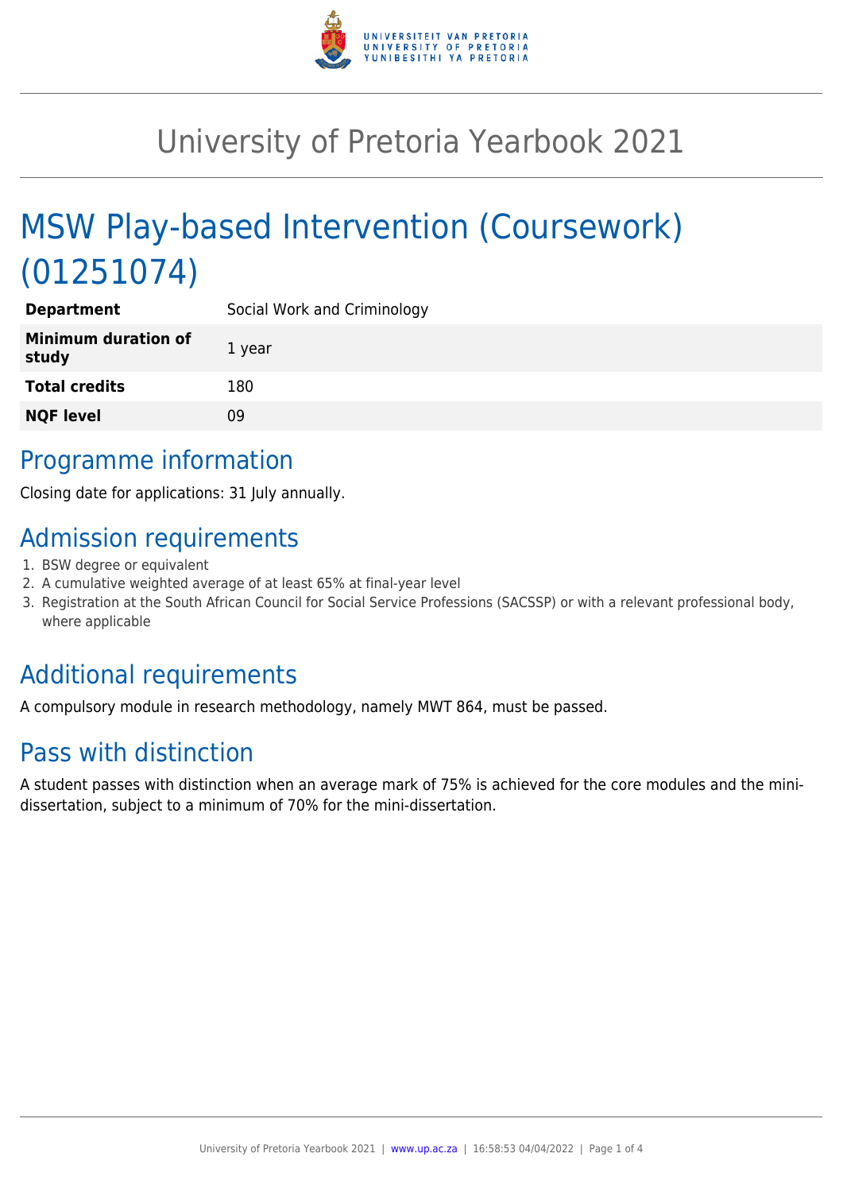# University of Pretoria Yearbook 2021

## MSW Play-based Intervention (Coursework) (01251074)

| | |
|---|---|
| **Department** | Social Work and Criminology |
| **Minimum duration of study** | 1 year |
| **Total credits** | 180 |
| **NQF level** | 09 |

## Programme information

Closing date for applications: 31 July annually.

## Admission requirements

1. BSW degree or equivalent
2. A cumulative weighted average of at least 65% at final-year level
3. Registration at the South African Council for Social Service Professions (SACSSP) or with a relevant professional body, where applicable

## Additional requirements

A compulsory module in research methodology, namely MWT 864, must be passed.

## Pass with distinction

A student passes with distinction when an average mark of 75% is achieved for the core modules and the mini-dissertation, subject to a minimum of 70% for the mini-dissertation.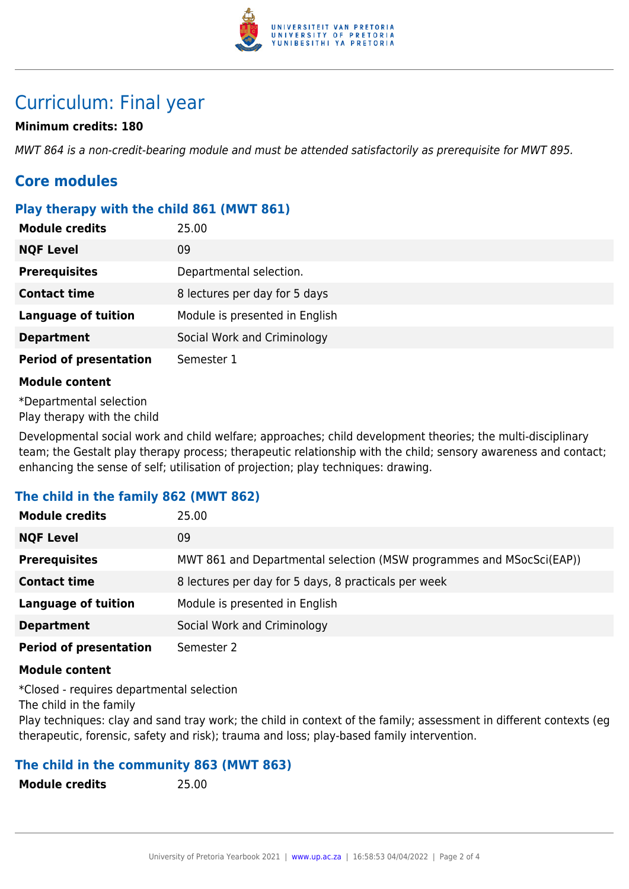# Curriculum: Final year

**Minimum credits: 180**

*MWT 864 is a non-credit-bearing module and must be attended satisfactorily as prerequisite for MWT 895.*

## Core modules

### Play therapy with the child 861 (MWT 861)

| | |
|---|---|
| **Module credits** | 25.00 |
| **NQF Level** | 09 |
| **Prerequisites** | Departmental selection. |
| **Contact time** | 8 lectures per day for 5 days |
| **Language of tuition** | Module is presented in English |
| **Department** | Social Work and Criminology |
| **Period of presentation** | Semester 1 |

**Module content**

*Departmental selection
Play therapy with the child

Developmental social work and child welfare; approaches; child development theories; the multi-disciplinary team; the Gestalt play therapy process; therapeutic relationship with the child; sensory awareness and contact; enhancing the sense of self; utilisation of projection; play techniques: drawing.

### The child in the family 862 (MWT 862)

| | |
|---|---|
| **Module credits** | 25.00 |
| **NQF Level** | 09 |
| **Prerequisites** | MWT 861 and Departmental selection (MSW programmes and MSocSci(EAP)) |
| **Contact time** | 8 lectures per day for 5 days, 8 practicals per week |
| **Language of tuition** | Module is presented in English |
| **Department** | Social Work and Criminology |
| **Period of presentation** | Semester 2 |

**Module content**

*Closed - requires departmental selection
The child in the family
Play techniques: clay and sand tray work; the child in context of the family; assessment in different contexts (eg therapeutic, forensic, safety and risk); trauma and loss; play-based family intervention.

### The child in the community 863 (MWT 863)

| | |
|---|---|
| **Module credits** | 25.00 |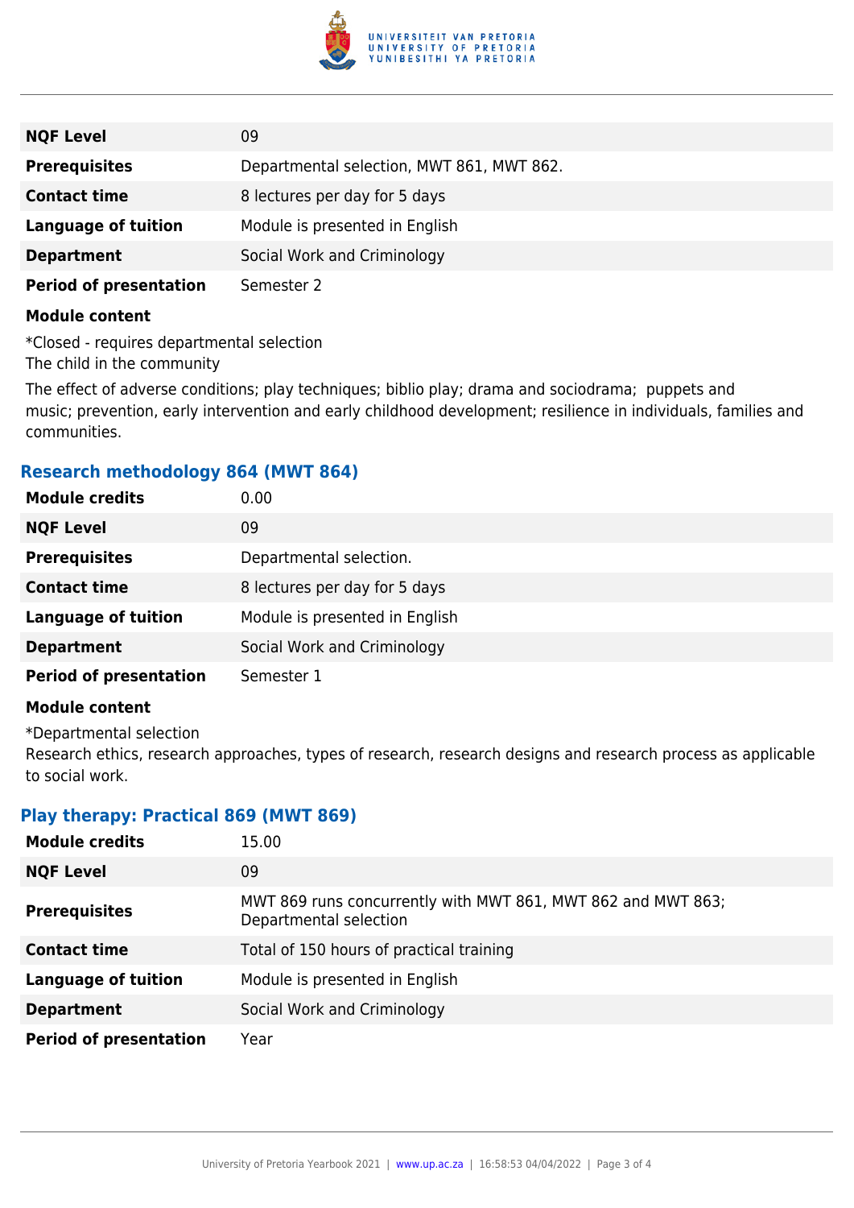| | |
|---|---|
| **NQF Level** | 09 |
| **Prerequisites** | Departmental selection, MWT 861, MWT 862. |
| **Contact time** | 8 lectures per day for 5 days |
| **Language of tuition** | Module is presented in English |
| **Department** | Social Work and Criminology |
| **Period of presentation** | Semester 2 |

**Module content**

*Closed - requires departmental selection
The child in the community

The effect of adverse conditions; play techniques; biblio play; drama and sociodrama; puppets and music; prevention, early intervention and early childhood development; resilience in individuals, families and communities.

### Research methodology 864 (MWT 864)

| | |
|---|---|
| **Module credits** | 0.00 |
| **NQF Level** | 09 |
| **Prerequisites** | Departmental selection. |
| **Contact time** | 8 lectures per day for 5 days |
| **Language of tuition** | Module is presented in English |
| **Department** | Social Work and Criminology |
| **Period of presentation** | Semester 1 |

**Module content**

*Departmental selection
Research ethics, research approaches, types of research, research designs and research process as applicable to social work.

### Play therapy: Practical 869 (MWT 869)

| | |
|---|---|
| **Module credits** | 15.00 |
| **NQF Level** | 09 |
| **Prerequisites** | MWT 869 runs concurrently with MWT 861, MWT 862 and MWT 863; Departmental selection |
| **Contact time** | Total of 150 hours of practical training |
| **Language of tuition** | Module is presented in English |
| **Department** | Social Work and Criminology |
| **Period of presentation** | Year |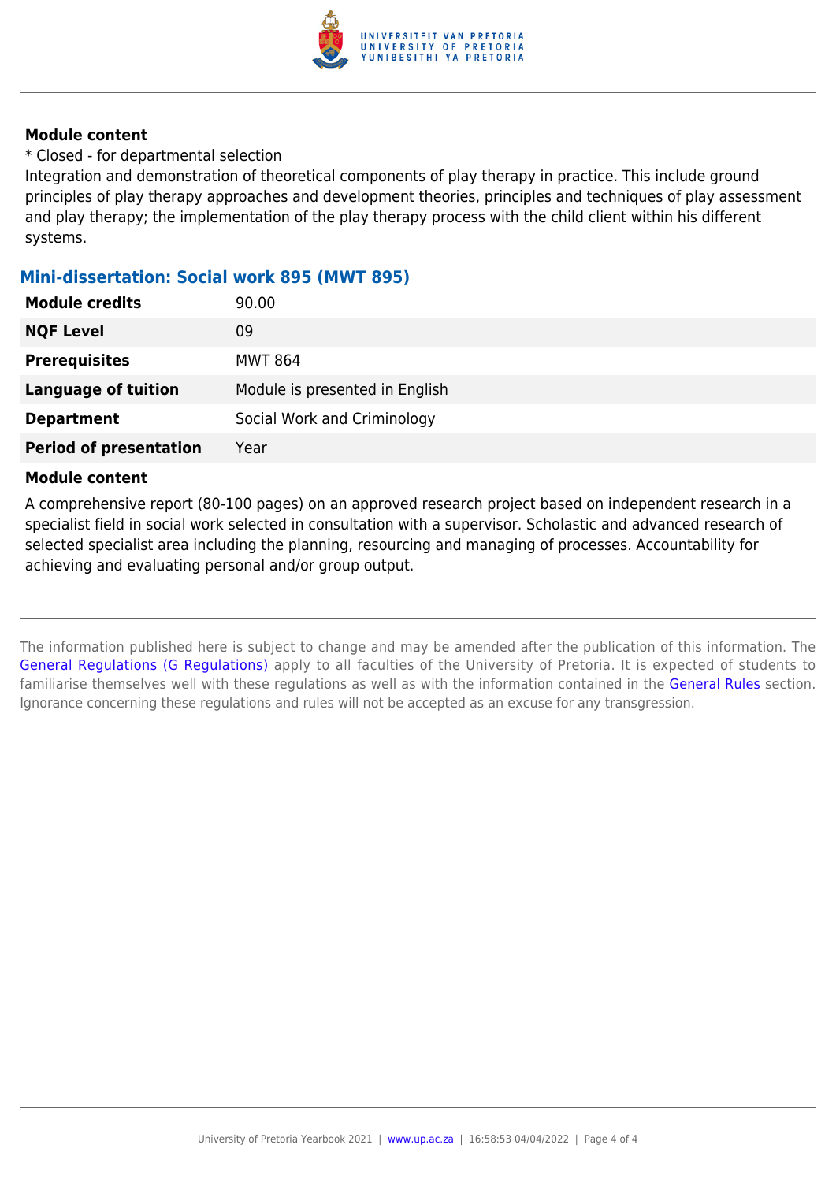**Module content**

* Closed - for departmental selection

Integration and demonstration of theoretical components of play therapy in practice. This include ground principles of play therapy approaches and development theories, principles and techniques of play assessment and play therapy; the implementation of the play therapy process with the child client within his different systems.

### Mini-dissertation: Social work 895 (MWT 895)

| | |
|---|---|
| **Module credits** | 90.00 |
| **NQF Level** | 09 |
| **Prerequisites** | MWT 864 |
| **Language of tuition** | Module is presented in English |
| **Department** | Social Work and Criminology |
| **Period of presentation** | Year |

**Module content**

A comprehensive report (80-100 pages) on an approved research project based on independent research in a specialist field in social work selected in consultation with a supervisor. Scholastic and advanced research of selected specialist area including the planning, resourcing and managing of processes. Accountability for achieving and evaluating personal and/or group output.

The information published here is subject to change and may be amended after the publication of this information. The General Regulations (G Regulations) apply to all faculties of the University of Pretoria. It is expected of students to familiarise themselves well with these regulations as well as with the information contained in the General Rules section. Ignorance concerning these regulations and rules will not be accepted as an excuse for any transgression.